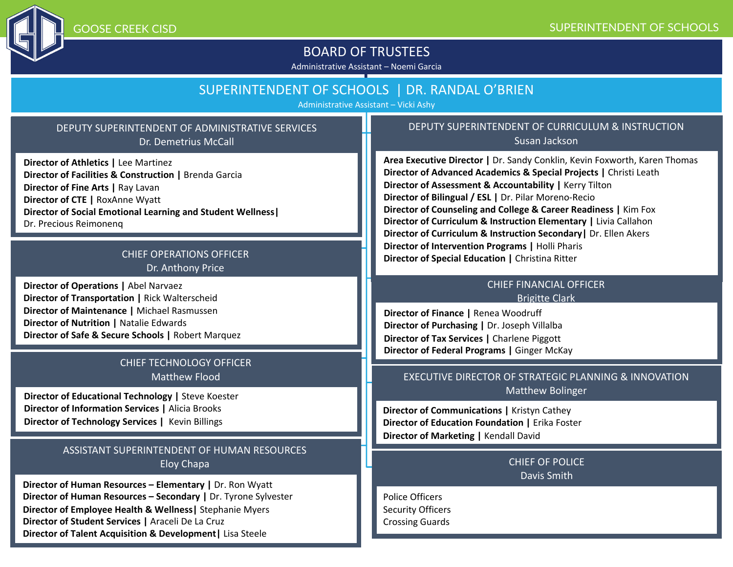GOOSE CREEK CISD

SUPERINTENDENT OF SCHOOLS

# BOARD OF TRUSTEES

Administrative Assistant – Noemi Garcia

# SUPERINTENDENT OF SCHOOLS | DR. RANDAL O'BRIEN

Administrative Assistant – Vicki Ashy

## DEPUTY SUPERINTENDENT OF ADMINISTRATIVE SERVICES
Dr. Demetrius McCall

**Director of Athletics |** Lee Martinez
**Director of Facilities & Construction |** Brenda Garcia
**Director of Fine Arts |** Ray Lavan
**Director of CTE |** RoxAnne Wyatt
**Director of Social Emotional Learning and Student Wellness|** Dr. Precious Reimonenq

## CHIEF OPERATIONS OFFICER
Dr. Anthony Price

**Director of Operations |** Abel Narvaez
**Director of Transportation |** Rick Walterscheid
**Director of Maintenance |** Michael Rasmussen
**Director of Nutrition |** Natalie Edwards
**Director of Safe & Secure Schools |** Robert Marquez

## CHIEF TECHNOLOGY OFFICER
Matthew Flood

**Director of Educational Technology |** Steve Koester
**Director of Information Services |** Alicia Brooks
**Director of Technology Services |** Kevin Billings

## ASSISTANT SUPERINTENDENT OF HUMAN RESOURCES
Eloy Chapa

**Director of Human Resources – Elementary |** Dr. Ron Wyatt
**Director of Human Resources – Secondary |** Dr. Tyrone Sylvester
**Director of Employee Health & Wellness|** Stephanie Myers
**Director of Student Services |** Araceli De La Cruz
**Director of Talent Acquisition & Development|** Lisa Steele

## DEPUTY SUPERINTENDENT OF CURRICULUM & INSTRUCTION
Susan Jackson

**Area Executive Director |** Dr. Sandy Conklin, Kevin Foxworth, Karen Thomas
**Director of Advanced Academics & Special Projects |** Christi Leath
**Director of Assessment & Accountability |** Kerry Tilton
**Director of Bilingual / ESL |** Dr. Pilar Moreno-Recio
**Director of Counseling and College & Career Readiness |** Kim Fox
**Director of Curriculum & Instruction Elementary |** Livia Callahon
**Director of Curriculum & Instruction Secondary|** Dr. Ellen Akers
**Director of Intervention Programs |** Holli Pharis
**Director of Special Education |** Christina Ritter

## CHIEF FINANCIAL OFFICER
Brigitte Clark

**Director of Finance |** Renea Woodruff
**Director of Purchasing |** Dr. Joseph Villalba
**Director of Tax Services |** Charlene Piggott
**Director of Federal Programs |** Ginger McKay

## EXECUTIVE DIRECTOR OF STRATEGIC PLANNING & INNOVATION
Matthew Bolinger

**Director of Communications |** Kristyn Cathey
**Director of Education Foundation |** Erika Foster
**Director of Marketing |** Kendall David

## CHIEF OF POLICE
Davis Smith

Police Officers
Security Officers
Crossing Guards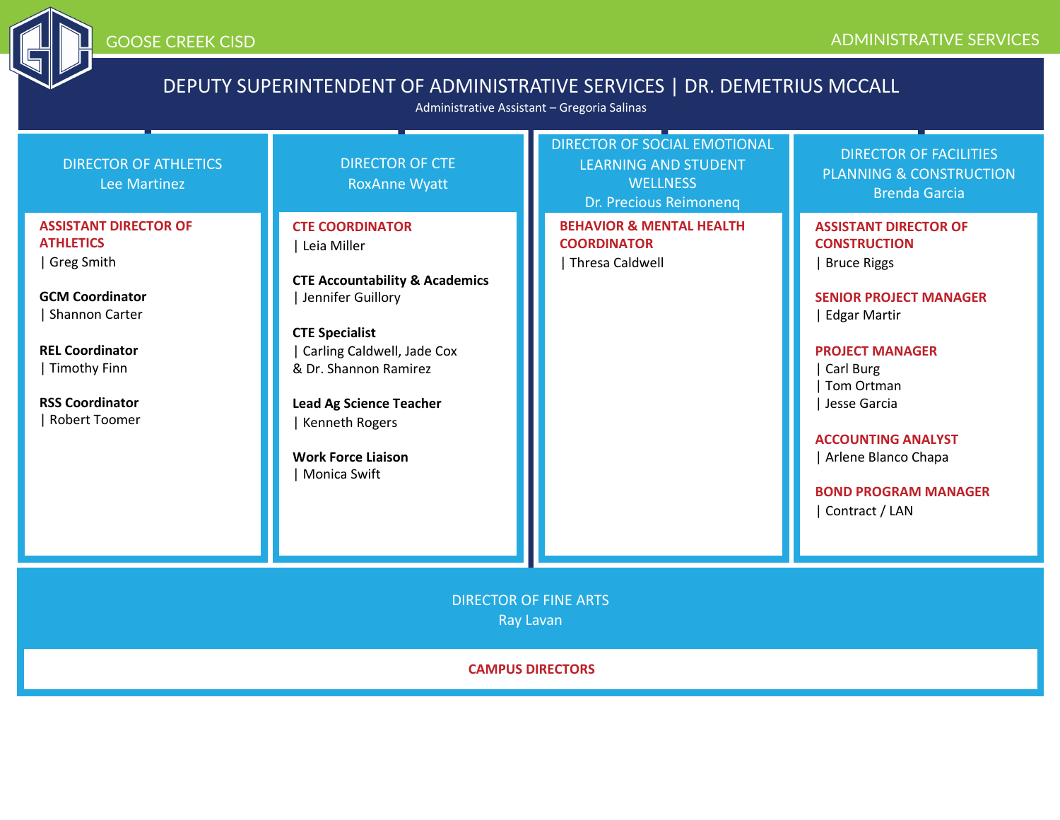GOOSE CREEK CISD

ADMINISTRATIVE SERVICES

# DEPUTY SUPERINTENDENT OF ADMINISTRATIVE SERVICES | DR. DEMETRIUS MCCALL

Administrative Assistant – Gregoria Salinas

## DIRECTOR OF ATHLETICS
Lee Martinez

**ASSISTANT DIRECTOR OF ATHLETICS**
| Greg Smith

**GCM Coordinator**
| Shannon Carter

**REL Coordinator**
| Timothy Finn

**RSS Coordinator**
| Robert Toomer

## DIRECTOR OF CTE
RoxAnne Wyatt

**CTE COORDINATOR**
| Leia Miller

**CTE Accountability & Academics**
| Jennifer Guillory

**CTE Specialist**
| Carling Caldwell, Jade Cox & Dr. Shannon Ramirez

**Lead Ag Science Teacher**
| Kenneth Rogers

**Work Force Liaison**
| Monica Swift

## DIRECTOR OF SOCIAL EMOTIONAL LEARNING AND STUDENT WELLNESS
Dr. Precious Reimonenq

**BEHAVIOR & MENTAL HEALTH COORDINATOR**
| Thresa Caldwell

## DIRECTOR OF FACILITIES PLANNING & CONSTRUCTION
Brenda Garcia

**ASSISTANT DIRECTOR OF CONSTRUCTION**
| Bruce Riggs

**SENIOR PROJECT MANAGER**
| Edgar Martir

**PROJECT MANAGER**
| Carl Burg
| Tom Ortman
| Jesse Garcia

**ACCOUNTING ANALYST**
| Arlene Blanco Chapa

**BOND PROGRAM MANAGER**
| Contract / LAN

## DIRECTOR OF FINE ARTS
Ray Lavan

**CAMPUS DIRECTORS**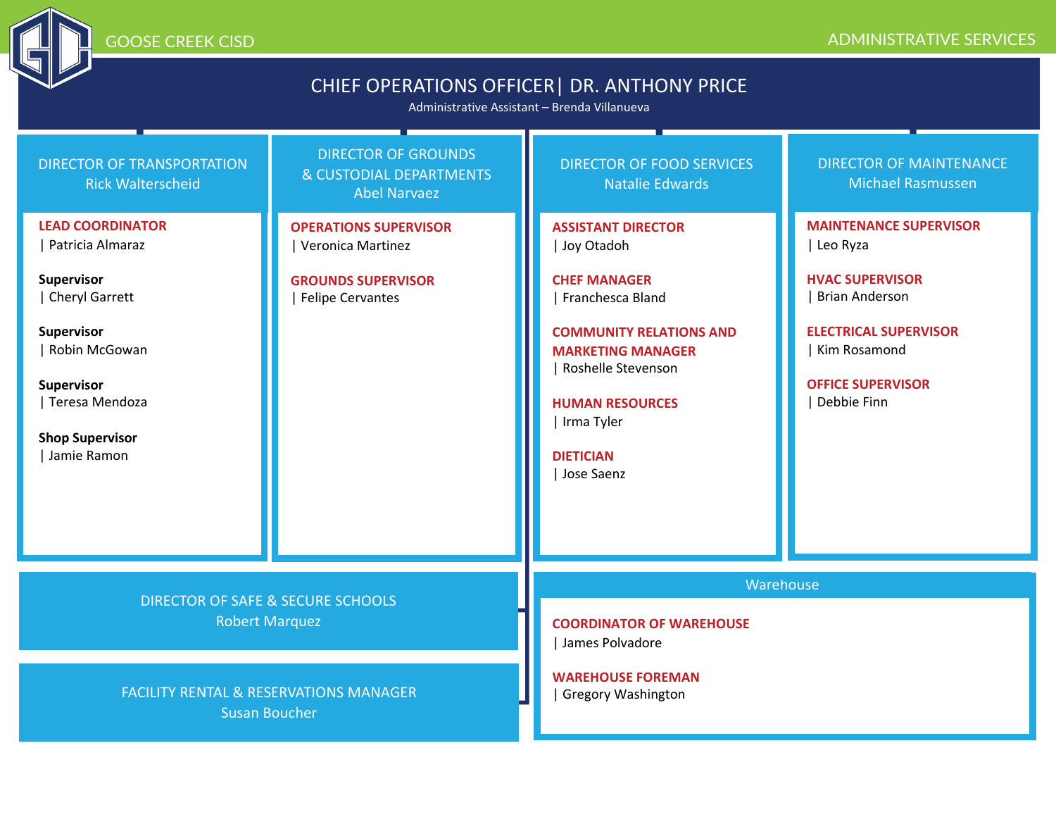GOOSE CREEK CISD

ADMINISTRATIVE SERVICES

# CHIEF OPERATIONS OFFICER | DR. ANTHONY PRICE

Administrative Assistant – Brenda Villanueva

## DIRECTOR OF TRANSPORTATION
Rick Walterscheid

**LEAD COORDINATOR**
| Patricia Almaraz

**Supervisor**
| Cheryl Garrett

**Supervisor**
| Robin McGowan

**Supervisor**
| Teresa Mendoza

**Shop Supervisor**
| Jamie Ramon

## DIRECTOR OF GROUNDS & CUSTODIAL DEPARTMENTS
Abel Narvaez

**OPERATIONS SUPERVISOR**
| Veronica Martinez

**GROUNDS SUPERVISOR**
| Felipe Cervantes

## DIRECTOR OF FOOD SERVICES
Natalie Edwards

**ASSISTANT DIRECTOR**
| Joy Otadoh

**CHEF MANAGER**
| Franchesca Bland

**COMMUNITY RELATIONS AND MARKETING MANAGER**
| Roshelle Stevenson

**HUMAN RESOURCES**
| Irma Tyler

**DIETICIAN**
| Jose Saenz

## DIRECTOR OF MAINTENANCE
Michael Rasmussen

**MAINTENANCE SUPERVISOR**
| Leo Ryza

**HVAC SUPERVISOR**
| Brian Anderson

**ELECTRICAL SUPERVISOR**
| Kim Rosamond

**OFFICE SUPERVISOR**
| Debbie Finn

## DIRECTOR OF SAFE & SECURE SCHOOLS
Robert Marquez

## FACILITY RENTAL & RESERVATIONS MANAGER
Susan Boucher

## Warehouse

**COORDINATOR OF WAREHOUSE**
| James Polvadore

**WAREHOUSE FOREMAN**
| Gregory Washington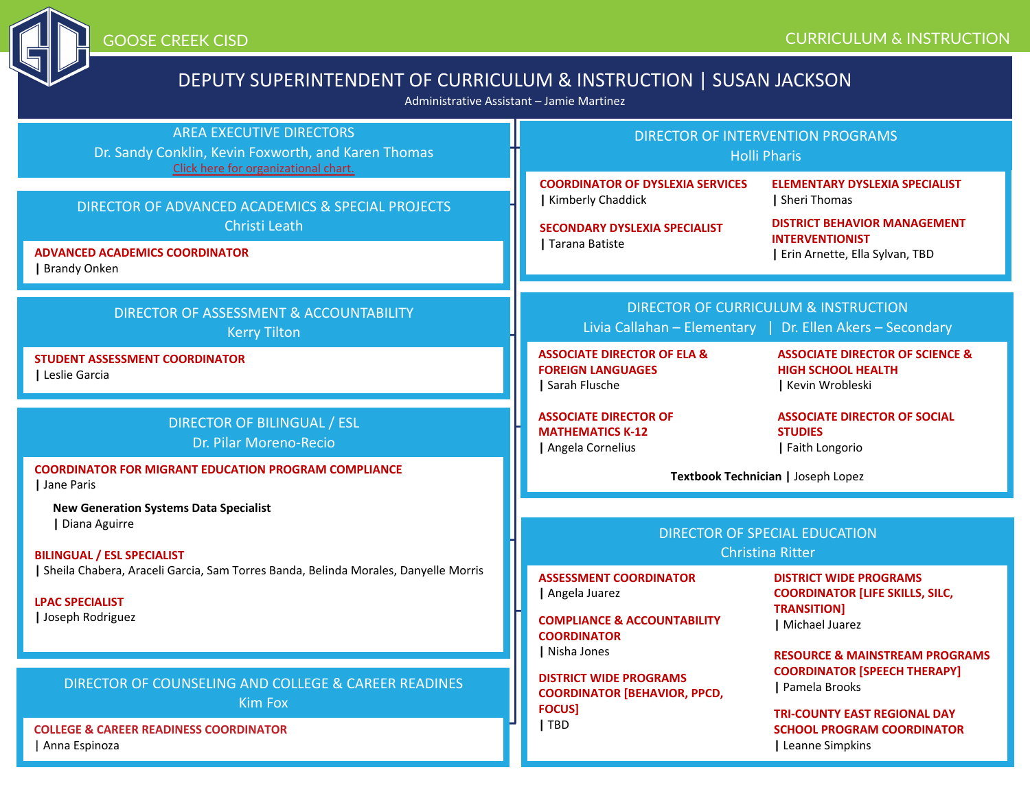GOOSE CREEK CISD

CURRICULUM & INSTRUCTION

# DEPUTY SUPERINTENDENT OF CURRICULUM & INSTRUCTION | SUSAN JACKSON

Administrative Assistant – Jamie Martinez

## AREA EXECUTIVE DIRECTORS

Dr. Sandy Conklin, Kevin Foxworth, and Karen Thomas

Click here for organizational chart.

## DIRECTOR OF ADVANCED ACADEMICS & SPECIAL PROJECTS

Christi Leath

**ADVANCED ACADEMICS COORDINATOR**
| Brandy Onken

## DIRECTOR OF ASSESSMENT & ACCOUNTABILITY

Kerry Tilton

**STUDENT ASSESSMENT COORDINATOR**
| Leslie Garcia

## DIRECTOR OF BILINGUAL / ESL

Dr. Pilar Moreno-Recio

**COORDINATOR FOR MIGRANT EDUCATION PROGRAM COMPLIANCE**
| Jane Paris

**New Generation Systems Data Specialist**
| Diana Aguirre

**BILINGUAL / ESL SPECIALIST**
| Sheila Chabera, Araceli Garcia, Sam Torres Banda, Belinda Morales, Danyelle Morris

**LPAC SPECIALIST**
| Joseph Rodriguez

## DIRECTOR OF COUNSELING AND COLLEGE & CAREER READINES

Kim Fox

**COLLEGE & CAREER READINESS COORDINATOR**
| Anna Espinoza

## DIRECTOR OF INTERVENTION PROGRAMS

Holli Pharis

**COORDINATOR OF DYSLEXIA SERVICES**
| Kimberly Chaddick

**ELEMENTARY DYSLEXIA SPECIALIST**
| Sheri Thomas

**SECONDARY DYSLEXIA SPECIALIST**
| Tarana Batiste

**DISTRICT BEHAVIOR MANAGEMENT INTERVENTIONIST**
| Erin Arnette, Ella Sylvan, TBD

## DIRECTOR OF CURRICULUM & INSTRUCTION

Livia Callahan – Elementary | Dr. Ellen Akers – Secondary

**ASSOCIATE DIRECTOR OF ELA & FOREIGN LANGUAGES**
| Sarah Flusche

**ASSOCIATE DIRECTOR OF SCIENCE & HIGH SCHOOL HEALTH**
| Kevin Wrobleski

**ASSOCIATE DIRECTOR OF MATHEMATICS K-12**
| Angela Cornelius

**ASSOCIATE DIRECTOR OF SOCIAL STUDIES**
| Faith Longorio

**Textbook Technician** | Joseph Lopez

## DIRECTOR OF SPECIAL EDUCATION

Christina Ritter

**ASSESSMENT COORDINATOR**
| Angela Juarez

**COMPLIANCE & ACCOUNTABILITY COORDINATOR**
| Nisha Jones

**DISTRICT WIDE PROGRAMS COORDINATOR [BEHAVIOR, PPCD, FOCUS]**
| TBD

**DISTRICT WIDE PROGRAMS COORDINATOR [LIFE SKILLS, SILC, TRANSITION]**
| Michael Juarez

**RESOURCE & MAINSTREAM PROGRAMS COORDINATOR [SPEECH THERAPY]**
| Pamela Brooks

**TRI-COUNTY EAST REGIONAL DAY SCHOOL PROGRAM COORDINATOR**
| Leanne Simpkins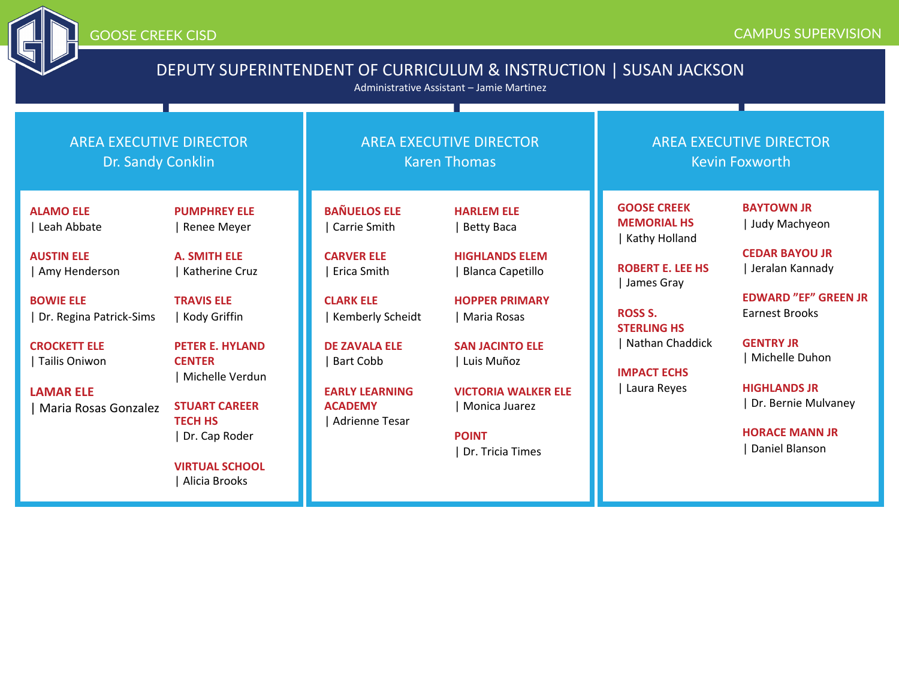GOOSE CREEK CISD

CAMPUS SUPERVISION

# DEPUTY SUPERINTENDENT OF CURRICULUM & INSTRUCTION | SUSAN JACKSON

Administrative Assistant – Jamie Martinez

## AREA EXECUTIVE DIRECTOR
### Dr. Sandy Conklin

**ALAMO ELE**
| Leah Abbate

**AUSTIN ELE**
| Amy Henderson

**BOWIE ELE**
| Dr. Regina Patrick-Sims

**CROCKETT ELE**
| Tailis Oniwon

**LAMAR ELE**
| Maria Rosas Gonzalez

**PUMPHREY ELE**
| Renee Meyer

**A. SMITH ELE**
| Katherine Cruz

**TRAVIS ELE**
| Kody Griffin

**PETER E. HYLAND CENTER**
| Michelle Verdun

**STUART CAREER TECH HS**
| Dr. Cap Roder

**VIRTUAL SCHOOL**
| Alicia Brooks

## AREA EXECUTIVE DIRECTOR
### Karen Thomas

**BAÑUELOS ELE**
| Carrie Smith

**CARVER ELE**
| Erica Smith

**CLARK ELE**
| Kemberly Scheidt

**DE ZAVALA ELE**
| Bart Cobb

**EARLY LEARNING ACADEMY**
| Adrienne Tesar

**HARLEM ELE**
| Betty Baca

**HIGHLANDS ELEM**
| Blanca Capetillo

**HOPPER PRIMARY**
| Maria Rosas

**SAN JACINTO ELE**
| Luis Muñoz

**VICTORIA WALKER ELE**
| Monica Juarez

**POINT**
| Dr. Tricia Times

## AREA EXECUTIVE DIRECTOR
### Kevin Foxworth

**GOOSE CREEK MEMORIAL HS**
| Kathy Holland

**ROBERT E. LEE HS**
| James Gray

**ROSS S. STERLING HS**
| Nathan Chaddick

**IMPACT ECHS**
| Laura Reyes

**BAYTOWN JR**
| Judy Machyeon

**CEDAR BAYOU JR**
| Jeralan Kannady

**EDWARD "EF" GREEN JR**
Earnest Brooks

**GENTRY JR**
| Michelle Duhon

**HIGHLANDS JR**
| Dr. Bernie Mulvaney

**HORACE MANN JR**
| Daniel Blanson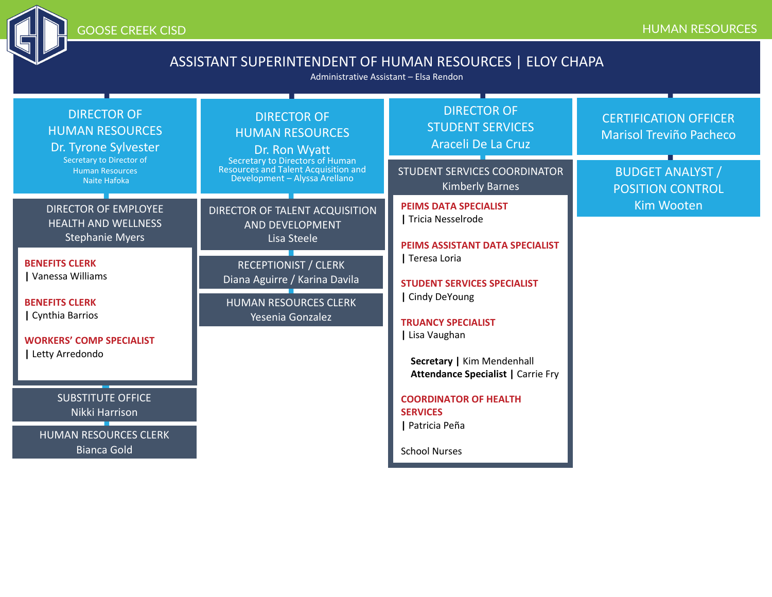GOOSE CREEK CISD

HUMAN RESOURCES

# ASSISTANT SUPERINTENDENT OF HUMAN RESOURCES | ELOY CHAPA

Administrative Assistant – Elsa Rendon

## DIRECTOR OF HUMAN RESOURCES
Dr. Tyrone Sylvester

Secretary to Director of Human Resources
Naite Hafoka

### DIRECTOR OF EMPLOYEE HEALTH AND WELLNESS
Stephanie Myers

**BENEFITS CLERK**
| Vanessa Williams

**BENEFITS CLERK**
| Cynthia Barrios

**WORKERS' COMP SPECIALIST**
| Letty Arredondo

### SUBSTITUTE OFFICE
Nikki Harrison

### HUMAN RESOURCES CLERK
Bianca Gold

## DIRECTOR OF HUMAN RESOURCES
Dr. Ron Wyatt

Secretary to Directors of Human Resources and Talent Acquisition and Development – Alyssa Arellano

### DIRECTOR OF TALENT ACQUISITION AND DEVELOPMENT
Lisa Steele

### RECEPTIONIST / CLERK
Diana Aguirre / Karina Davila

### HUMAN RESOURCES CLERK
Yesenia Gonzalez

## DIRECTOR OF STUDENT SERVICES
Araceli De La Cruz

### STUDENT SERVICES COORDINATOR
Kimberly Barnes

**PEIMS DATA SPECIALIST**
| Tricia Nesselrode

**PEIMS ASSISTANT DATA SPECIALIST**
| Teresa Loria

**STUDENT SERVICES SPECIALIST**
| Cindy DeYoung

**TRUANCY SPECIALIST**
| Lisa Vaughan

**Secretary** | Kim Mendenhall
**Attendance Specialist** | Carrie Fry

**COORDINATOR OF HEALTH SERVICES**
| Patricia Peña

School Nurses

## CERTIFICATION OFFICER
Marisol Treviño Pacheco

### BUDGET ANALYST / POSITION CONTROL
Kim Wooten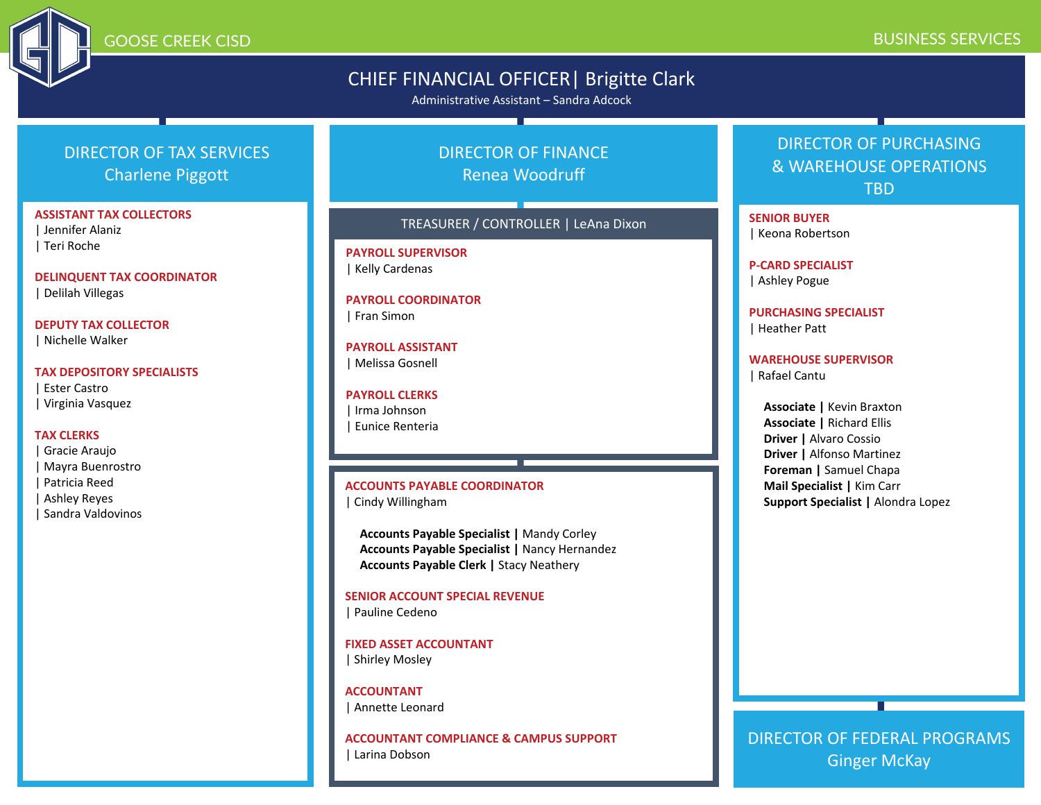GOOSE CREEK CISD

BUSINESS SERVICES

# CHIEF FINANCIAL OFFICER| Brigitte Clark

Administrative Assistant – Sandra Adcock

## DIRECTOR OF TAX SERVICES
Charlene Piggott

**ASSISTANT TAX COLLECTORS**
| Jennifer Alaniz
| Teri Roche

**DELINQUENT TAX COORDINATOR**
| Delilah Villegas

**DEPUTY TAX COLLECTOR**
| Nichelle Walker

**TAX DEPOSITORY SPECIALISTS**
| Ester Castro
| Virginia Vasquez

**TAX CLERKS**
| Gracie Araujo
| Mayra Buenrostro
| Patricia Reed
| Ashley Reyes
| Sandra Valdovinos

## DIRECTOR OF FINANCE
Renea Woodruff

### TREASURER / CONTROLLER | LeAna Dixon

**PAYROLL SUPERVISOR**
| Kelly Cardenas

**PAYROLL COORDINATOR**
| Fran Simon

**PAYROLL ASSISTANT**
| Melissa Gosnell

**PAYROLL CLERKS**
| Irma Johnson
| Eunice Renteria

**ACCOUNTS PAYABLE COORDINATOR**
| Cindy Willingham

**Accounts Payable Specialist |** Mandy Corley
**Accounts Payable Specialist |** Nancy Hernandez
**Accounts Payable Clerk |** Stacy Neathery

**SENIOR ACCOUNT SPECIAL REVENUE**
| Pauline Cedeno

**FIXED ASSET ACCOUNTANT**
| Shirley Mosley

**ACCOUNTANT**
| Annette Leonard

**ACCOUNTANT COMPLIANCE & CAMPUS SUPPORT**
| Larina Dobson

## DIRECTOR OF PURCHASING & WAREHOUSE OPERATIONS
TBD

**SENIOR BUYER**
| Keona Robertson

**P-CARD SPECIALIST**
| Ashley Pogue

**PURCHASING SPECIALIST**
| Heather Patt

**WAREHOUSE SUPERVISOR**
| Rafael Cantu

**Associate |** Kevin Braxton
**Associate |** Richard Ellis
**Driver |** Alvaro Cossio
**Driver |** Alfonso Martinez
**Foreman |** Samuel Chapa
**Mail Specialist |** Kim Carr
**Support Specialist |** Alondra Lopez

## DIRECTOR OF FEDERAL PROGRAMS
Ginger McKay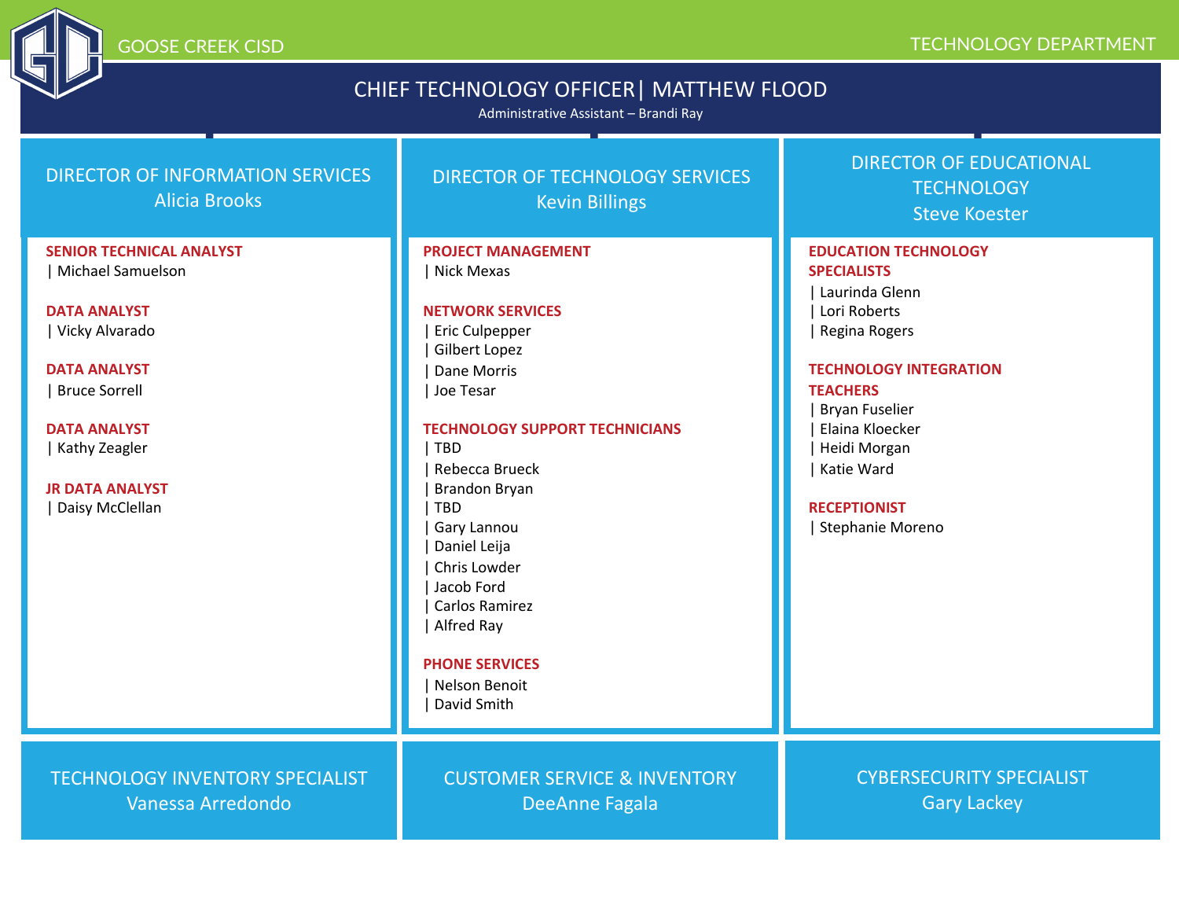GOOSE CREEK CISD

TECHNOLOGY DEPARTMENT

# CHIEF TECHNOLOGY OFFICER | MATTHEW FLOOD

Administrative Assistant – Brandi Ray

## DIRECTOR OF INFORMATION SERVICES
Alicia Brooks

**SENIOR TECHNICAL ANALYST**
| Michael Samuelson

**DATA ANALYST**
| Vicky Alvarado

**DATA ANALYST**
| Bruce Sorrell

**DATA ANALYST**
| Kathy Zeagler

**JR DATA ANALYST**
| Daisy McClellan

## DIRECTOR OF TECHNOLOGY SERVICES
Kevin Billings

**PROJECT MANAGEMENT**
| Nick Mexas

**NETWORK SERVICES**
| Eric Culpepper
| Gilbert Lopez
| Dane Morris
| Joe Tesar

**TECHNOLOGY SUPPORT TECHNICIANS**
| TBD
| Rebecca Brueck
| Brandon Bryan
| TBD
| Gary Lannou
| Daniel Leija
| Chris Lowder
| Jacob Ford
| Carlos Ramirez
| Alfred Ray

**PHONE SERVICES**
| Nelson Benoit
| David Smith

## DIRECTOR OF EDUCATIONAL TECHNOLOGY
Steve Koester

**EDUCATION TECHNOLOGY SPECIALISTS**
| Laurinda Glenn
| Lori Roberts
| Regina Rogers

**TECHNOLOGY INTEGRATION TEACHERS**
| Bryan Fuselier
| Elaina Kloecker
| Heidi Morgan
| Katie Ward

**RECEPTIONIST**
| Stephanie Moreno

## TECHNOLOGY INVENTORY SPECIALIST
Vanessa Arredondo

## CUSTOMER SERVICE & INVENTORY
DeeAnne Fagala

## CYBERSECURITY SPECIALIST
Gary Lackey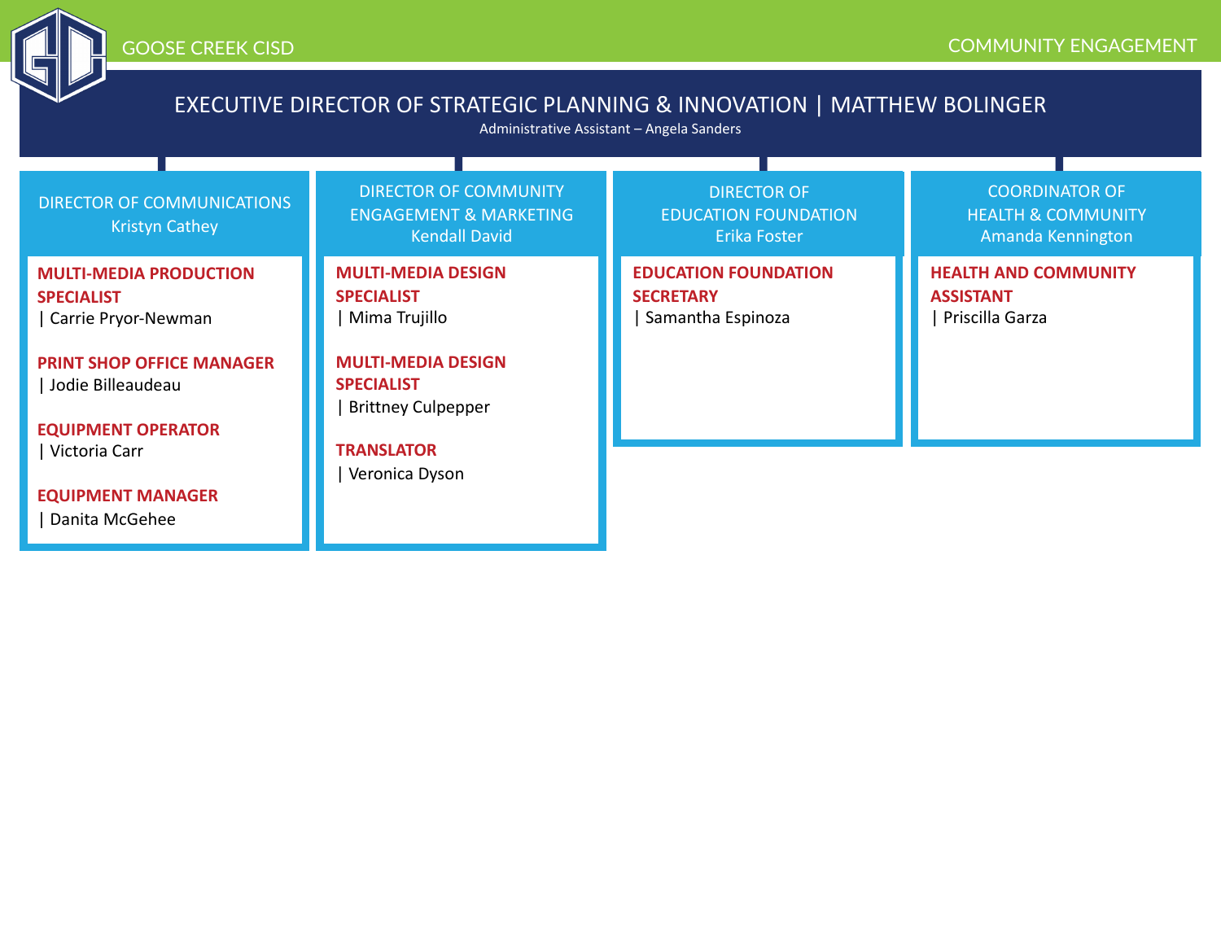GOOSE CREEK CISD

COMMUNITY ENGAGEMENT

# EXECUTIVE DIRECTOR OF STRATEGIC PLANNING & INNOVATION | MATTHEW BOLINGER

Administrative Assistant – Angela Sanders

## DIRECTOR OF COMMUNICATIONS
Kristyn Cathey

**MULTI-MEDIA PRODUCTION SPECIALIST**
| Carrie Pryor-Newman

**PRINT SHOP OFFICE MANAGER**
| Jodie Billeaudeau

**EQUIPMENT OPERATOR**
| Victoria Carr

**EQUIPMENT MANAGER**
| Danita McGehee

## DIRECTOR OF COMMUNITY ENGAGEMENT & MARKETING
Kendall David

**MULTI-MEDIA DESIGN SPECIALIST**
| Mima Trujillo

**MULTI-MEDIA DESIGN SPECIALIST**
| Brittney Culpepper

**TRANSLATOR**
| Veronica Dyson

## DIRECTOR OF EDUCATION FOUNDATION
Erika Foster

**EDUCATION FOUNDATION SECRETARY**
| Samantha Espinoza

## COORDINATOR OF HEALTH & COMMUNITY
Amanda Kennington

**HEALTH AND COMMUNITY ASSISTANT**
| Priscilla Garza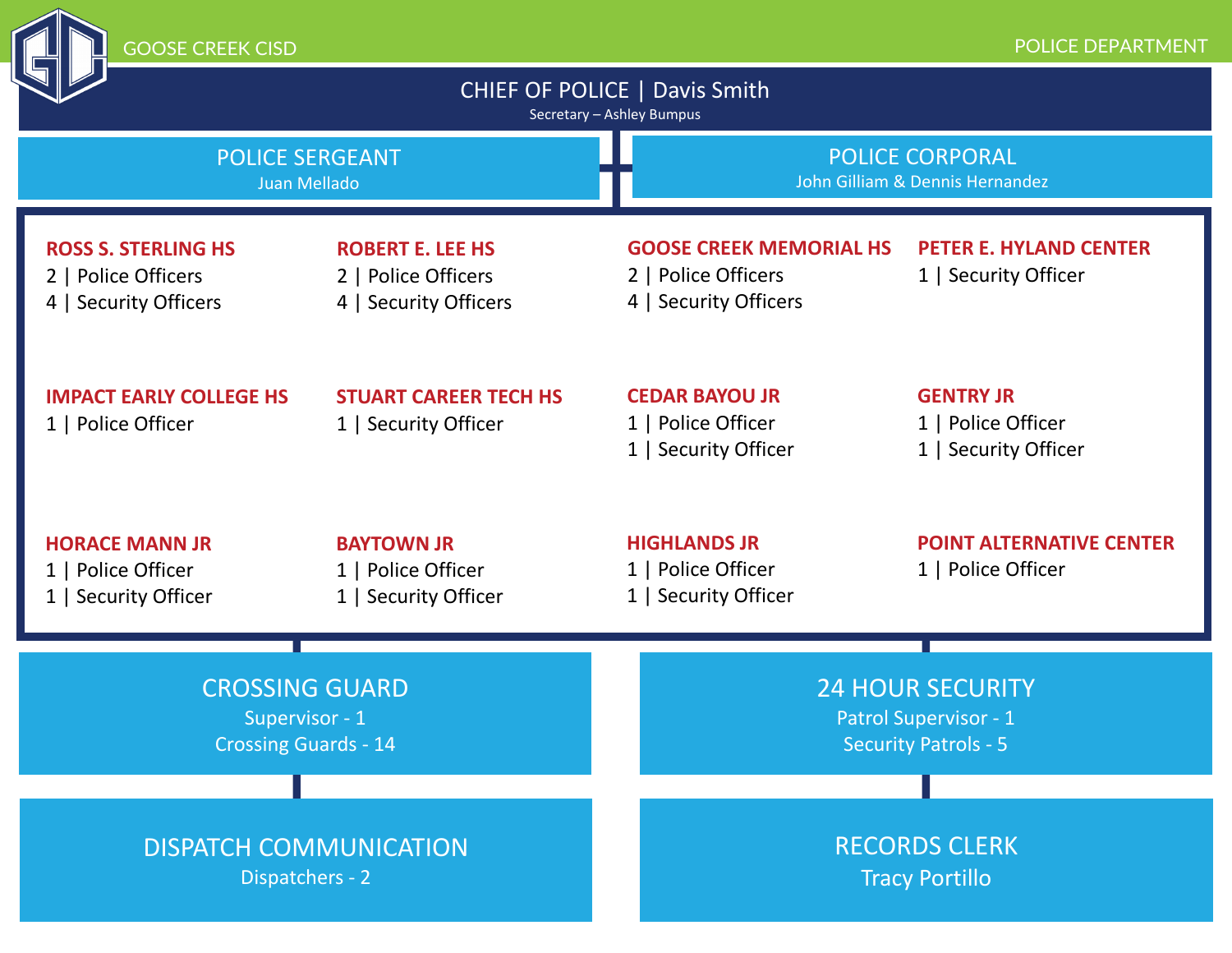GOOSE CREEK CISD

POLICE DEPARTMENT

# CHIEF OF POLICE | Davis Smith

Secretary – Ashley Bumpus

## POLICE SERGEANT

Juan Mellado

## POLICE CORPORAL

John Gilliam & Dennis Hernandez

### ROSS S. STERLING HS

2 | Police Officers
4 | Security Officers

### ROBERT E. LEE HS

2 | Police Officers
4 | Security Officers

### GOOSE CREEK MEMORIAL HS

2 | Police Officers
4 | Security Officers

### PETER E. HYLAND CENTER

1 | Security Officer

### IMPACT EARLY COLLEGE HS

1 | Police Officer

### STUART CAREER TECH HS

1 | Security Officer

### CEDAR BAYOU JR

1 | Police Officer
1 | Security Officer

### GENTRY JR

1 | Police Officer
1 | Security Officer

### HORACE MANN JR

1 | Police Officer
1 | Security Officer

### BAYTOWN JR

1 | Police Officer
1 | Security Officer

### HIGHLANDS JR

1 | Police Officer
1 | Security Officer

### POINT ALTERNATIVE CENTER

1 | Police Officer

## CROSSING GUARD

Supervisor - 1
Crossing Guards - 14

## 24 HOUR SECURITY

Patrol Supervisor - 1
Security Patrols - 5

## DISPATCH COMMUNICATION

Dispatchers - 2

## RECORDS CLERK

Tracy Portillo